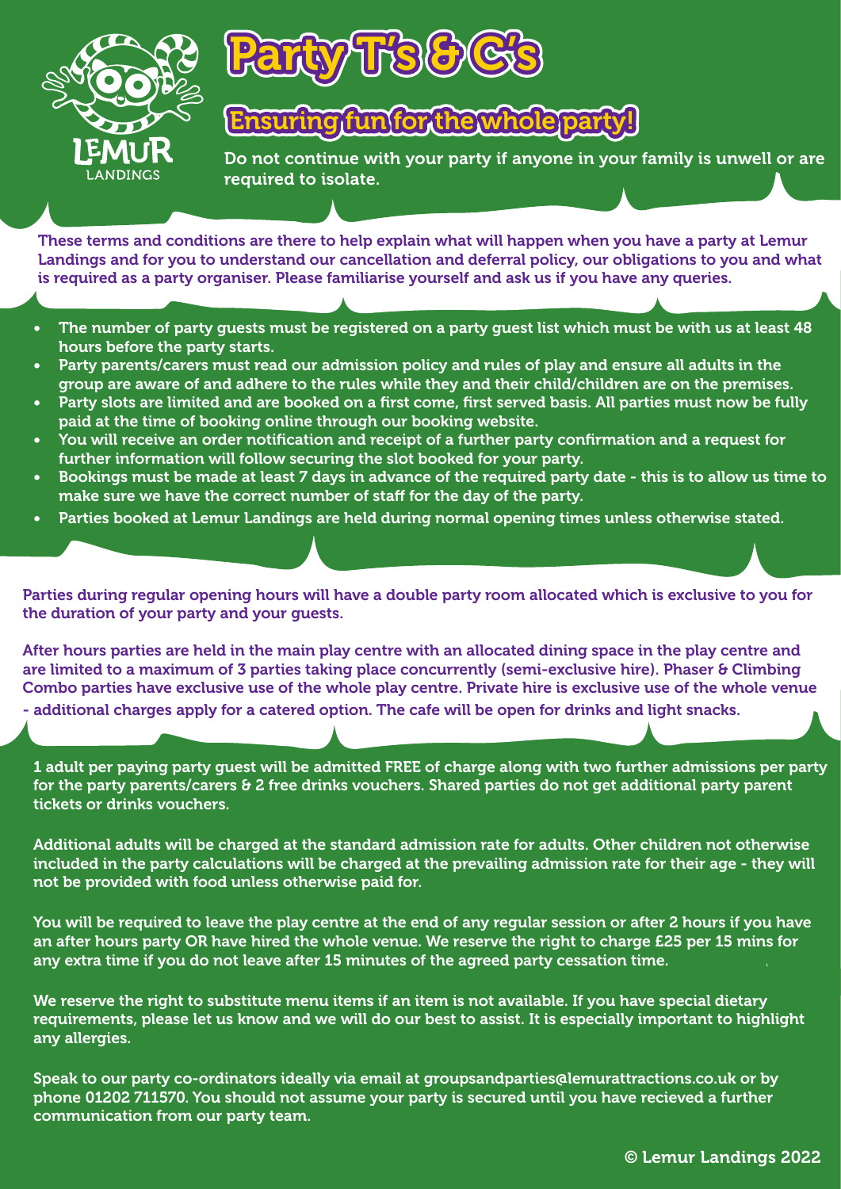LEMUR LANDINGS

# Party T's & C's

## Ensuring fun for the whole party!

Do not continue with your party if anyone in your family is unwell or are required to isolate.

These terms and conditions are there to help explain what will happen when you have a party at Lemur Landings and for you to understand our cancellation and deferral policy, our obligations to you and what is required as a party organiser. Please familiarise yourself and ask us if you have any queries.

- The number of party guests must be registered on a party guest list which must be with us at least 48 hours before the party starts.
- Party parents/carers must read our admission policy and rules of play and ensure all adults in the group are aware of and adhere to the rules while they and their child/children are on the premises.
- Party slots are limited and are booked on a first come, first served basis. All parties must now be fully paid at the time of booking online through our booking website.
- You will receive an order notification and receipt of a further party confirmation and a request for further information will follow securing the slot booked for your party.
- Bookings must be made at least 7 days in advance of the required party date - this is to allow us time to make sure we have the correct number of staff for the day of the party.
- Parties booked at Lemur Landings are held during normal opening times unless otherwise stated.

Parties during regular opening hours will have a double party room allocated which is exclusive to you for the duration of your party and your guests.

After hours parties are held in the main play centre with an allocated dining space in the play centre and are limited to a maximum of 3 parties taking place concurrently (semi-exclusive hire). Phaser & Climbing Combo parties have exclusive use of the whole play centre. Private hire is exclusive use of the whole venue - additional charges apply for a catered option. The cafe will be open for drinks and light snacks.

1 adult per paying party guest will be admitted FREE of charge along with two further admissions per party for the party parents/carers & 2 free drinks vouchers. Shared parties do not get additional party parent tickets or drinks vouchers.

Additional adults will be charged at the standard admission rate for adults. Other children not otherwise included in the party calculations will be charged at the prevailing admission rate for their age - they will not be provided with food unless otherwise paid for.

You will be required to leave the play centre at the end of any regular session or after 2 hours if you have an after hours party OR have hired the whole venue. We reserve the right to charge £25 per 15 mins for any extra time if you do not leave after 15 minutes of the agreed party cessation time.

We reserve the right to substitute menu items if an item is not available. If you have special dietary requirements, please let us know and we will do our best to assist. It is especially important to highlight any allergies.

Speak to our party co-ordinators ideally via email at groupsandparties@lemurattractions.co.uk or by phone 01202 711570. You should not assume your party is secured until you have recieved a further communication from our party team.

© Lemur Landings 2022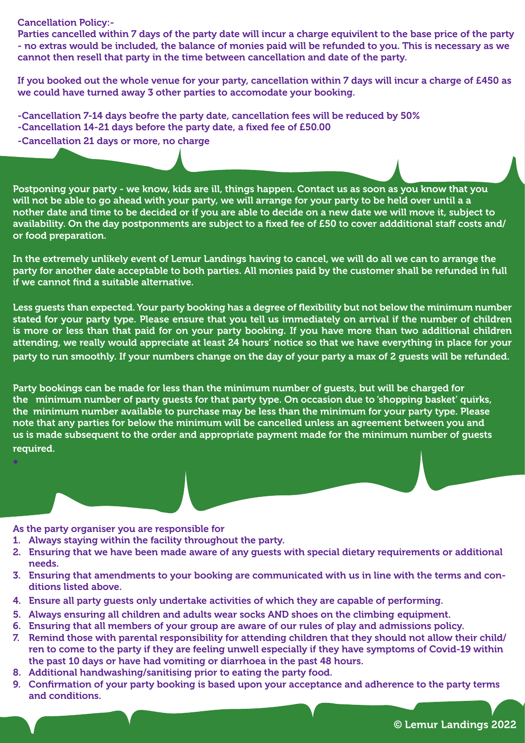Cancellation Policy:-

Parties cancelled within 7 days of the party date will incur a charge equivilent to the base price of the party - no extras would be included, the balance of monies paid will be refunded to you. This is necessary as we cannot then resell that party in the time between cancellation and date of the party.

If you booked out the whole venue for your party, cancellation within 7 days will incur a charge of £450 as we could have turned away 3 other parties to accomodate your booking.

- Cancellation 7-14 days beofre the party date, cancellation fees will be reduced by 50%
- Cancellation 14-21 days before the party date, a fixed fee of £50.00
- Cancellation 21 days or more, no charge

Postponing your party - we know, kids are ill, things happen. Contact us as soon as you know that you will not be able to go ahead with your party, we will arrange for your party to be held over until a a nother date and time to be decided or if you are able to decide on a new date we will move it, subject to availability. On the day postponments are subject to a fixed fee of £50 to cover addditional staff costs and/ or food preparation.

In the extremely unlikely event of Lemur Landings having to cancel, we will do all we can to arrange the party for another date acceptable to both parties. All monies paid by the customer shall be refunded in full if we cannot find a suitable alternative.

Less guests than expected. Your party booking has a degree of flexibility but not below the minimum number stated for your party type. Please ensure that you tell us immediately on arrival if the number of children is more or less than that paid for on your party booking. If you have more than two additional children attending, we really would appreciate at least 24 hours' notice so that we have everything in place for your party to run smoothly. If your numbers change on the day of your party a max of 2 guests will be refunded.

Party bookings can be made for less than the minimum number of guests, but will be charged for the minimum number of party guests for that party type. On occasion due to 'shopping basket' quirks, the minimum number available to purchase may be less than the minimum for your party type. Please note that any parties for below the minimum will be cancelled unless an agreement between you and us is made subsequent to the order and appropriate payment made for the minimum number of guests required.

As the party organiser you are responsible for

1. Always staying within the facility throughout the party.
2. Ensuring that we have been made aware of any guests with special dietary requirements or additional needs.
3. Ensuring that amendments to your booking are communicated with us in line with the terms and conditions listed above.
4. Ensure all party guests only undertake activities of which they are capable of performing.
5. Always ensuring all children and adults wear socks AND shoes on the climbing equipment.
6. Ensuring that all members of your group are aware of our rules of play and admissions policy.
7. Remind those with parental responsibility for attending children that they should not allow their child/ren to come to the party if they are feeling unwell especially if they have symptoms of Covid-19 within the past 10 days or have had vomiting or diarrhoea in the past 48 hours.
8. Additional handwashing/sanitising prior to eating the party food.
9. Confirmation of your party booking is based upon your acceptance and adherence to the party terms and conditions.

© Lemur Landings 2022